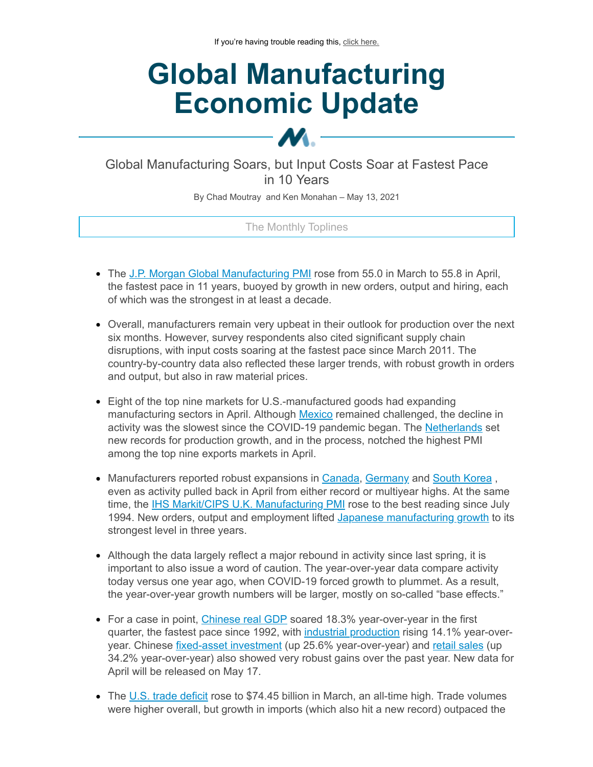If you're having trouble reading this, click here.

# Global Manufacturing Economic Update

## Global Manufacturing Soars, but Input Costs Soar at Fastest Pace in 10 Years

By Chad Moutray and Ken Monahan – May 13, 2021

### The Monthly Toplines

- The J.P. Morgan Global Manufacturing PMI rose from 55.0 in March to 55.8 in April, the fastest pace in 11 years, buoyed by growth in new orders, output and hiring, each of which was the strongest in at least a decade.

- Overall, manufacturers remain very upbeat in their outlook for production over the next six months. However, survey respondents also cited significant supply chain disruptions, with input costs soaring at the fastest pace since March 2011. The country-by-country data also reflected these larger trends, with robust growth in orders and output, but also in raw material prices.

- Eight of the top nine markets for U.S.-manufactured goods had expanding manufacturing sectors in April. Although Mexico remained challenged, the decline in activity was the slowest since the COVID-19 pandemic began. The Netherlands set new records for production growth, and in the process, notched the highest PMI among the top nine exports markets in April.

- Manufacturers reported robust expansions in Canada, Germany and South Korea , even as activity pulled back in April from either record or multiyear highs. At the same time, the IHS Markit/CIPS U.K. Manufacturing PMI rose to the best reading since July 1994. New orders, output and employment lifted Japanese manufacturing growth to its strongest level in three years.

- Although the data largely reflect a major rebound in activity since last spring, it is important to also issue a word of caution. The year-over-year data compare activity today versus one year ago, when COVID-19 forced growth to plummet. As a result, the year-over-year growth numbers will be larger, mostly on so-called "base effects."

- For a case in point, Chinese real GDP soared 18.3% year-over-year in the first quarter, the fastest pace since 1992, with industrial production rising 14.1% year-over-year. Chinese fixed-asset investment (up 25.6% year-over-year) and retail sales (up 34.2% year-over-year) also showed very robust gains over the past year. New data for April will be released on May 17.

- The U.S. trade deficit rose to $74.45 billion in March, an all-time high. Trade volumes were higher overall, but growth in imports (which also hit a new record) outpaced the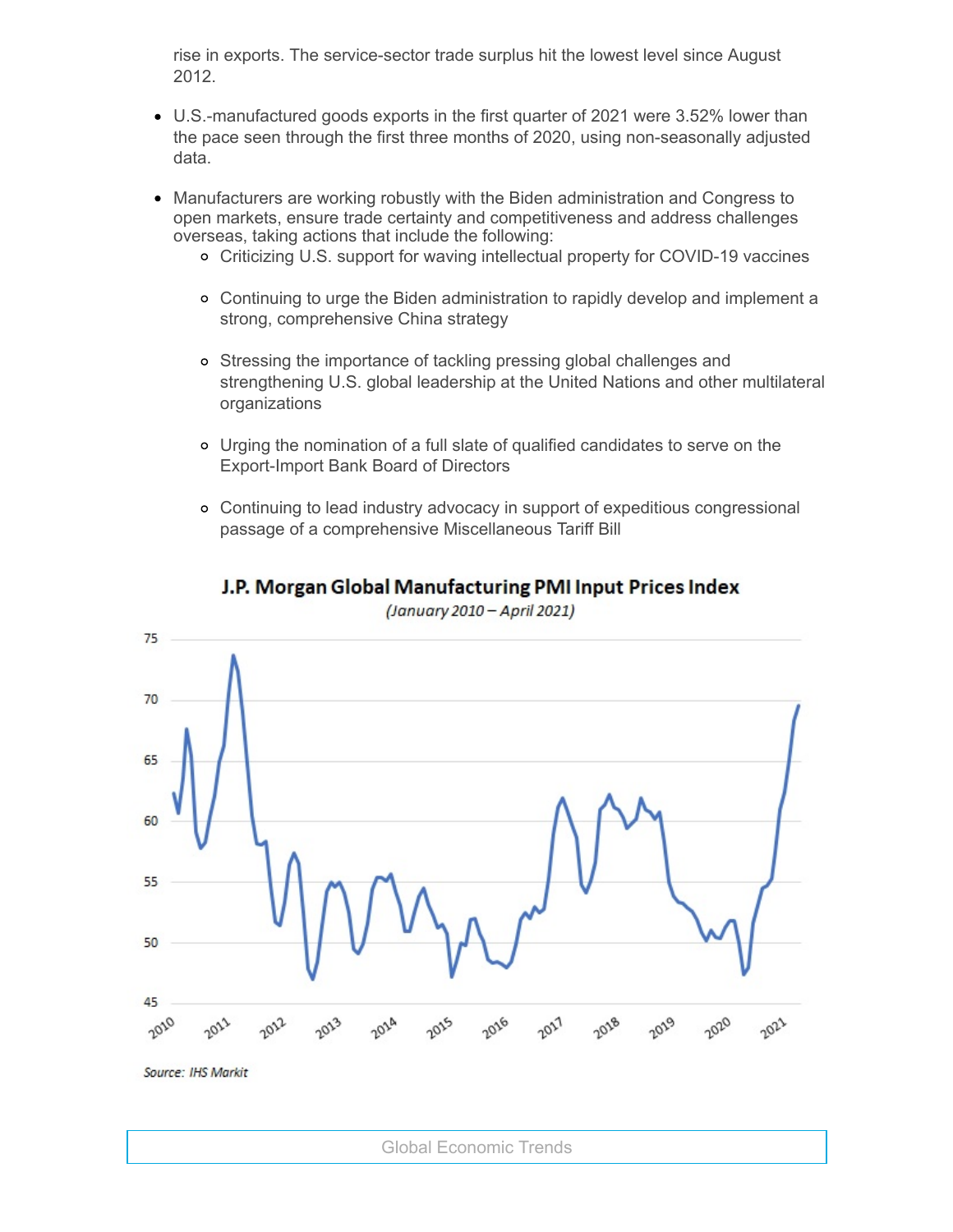rise in exports. The service-sector trade surplus hit the lowest level since August 2012.

- U.S.-manufactured goods exports in the first quarter of 2021 were 3.52% lower than the pace seen through the first three months of 2020, using non-seasonally adjusted data.
- Manufacturers are working robustly with the Biden administration and Congress to open markets, ensure trade certainty and competitiveness and address challenges overseas, taking actions that include the following:
    - Criticizing U.S. support for waving intellectual property for COVID-19 vaccines
    - Continuing to urge the Biden administration to rapidly develop and implement a strong, comprehensive China strategy
    - Stressing the importance of tackling pressing global challenges and strengthening U.S. global leadership at the United Nations and other multilateral organizations
    - Urging the nomination of a full slate of qualified candidates to serve on the Export-Import Bank Board of Directors
    - Continuing to lead industry advocacy in support of expeditious congressional passage of a comprehensive Miscellaneous Tariff Bill

**J.P. Morgan Global Manufacturing PMI Input Prices Index**

*(January 2010 – April 2021)*

*Source: IHS Markit*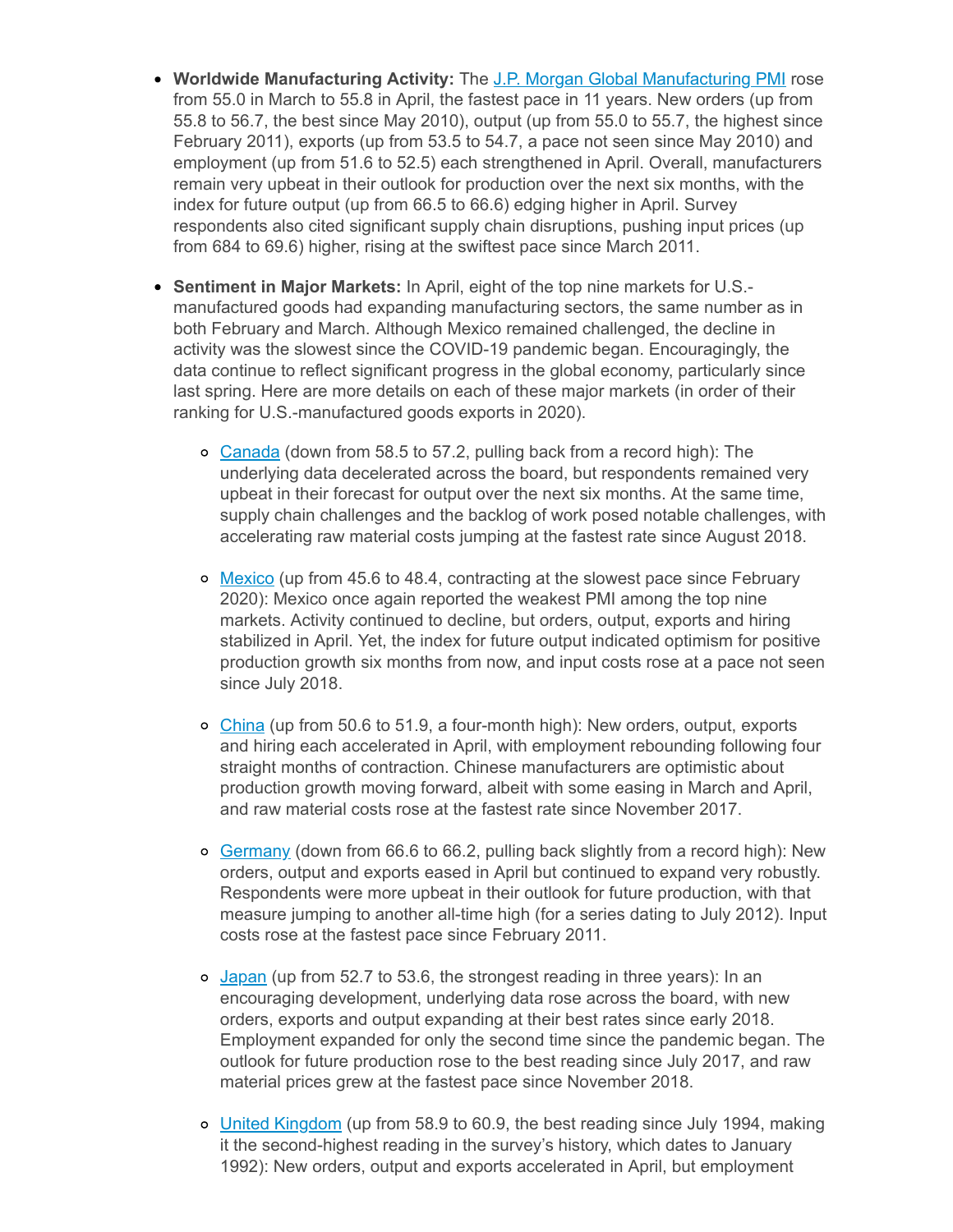- **Worldwide Manufacturing Activity:** The J.P. Morgan Global Manufacturing PMI rose from 55.0 in March to 55.8 in April, the fastest pace in 11 years. New orders (up from 55.8 to 56.7, the best since May 2010), output (up from 55.0 to 55.7, the highest since February 2011), exports (up from 53.5 to 54.7, a pace not seen since May 2010) and employment (up from 51.6 to 52.5) each strengthened in April. Overall, manufacturers remain very upbeat in their outlook for production over the next six months, with the index for future output (up from 66.5 to 66.6) edging higher in April. Survey respondents also cited significant supply chain disruptions, pushing input prices (up from 684 to 69.6) higher, rising at the swiftest pace since March 2011.

- **Sentiment in Major Markets:** In April, eight of the top nine markets for U.S.-manufactured goods had expanding manufacturing sectors, the same number as in both February and March. Although Mexico remained challenged, the decline in activity was the slowest since the COVID-19 pandemic began. Encouragingly, the data continue to reflect significant progress in the global economy, particularly since last spring. Here are more details on each of these major markets (in order of their ranking for U.S.-manufactured goods exports in 2020).

  - Canada (down from 58.5 to 57.2, pulling back from a record high): The underlying data decelerated across the board, but respondents remained very upbeat in their forecast for output over the next six months. At the same time, supply chain challenges and the backlog of work posed notable challenges, with accelerating raw material costs jumping at the fastest rate since August 2018.

  - Mexico (up from 45.6 to 48.4, contracting at the slowest pace since February 2020): Mexico once again reported the weakest PMI among the top nine markets. Activity continued to decline, but orders, output, exports and hiring stabilized in April. Yet, the index for future output indicated optimism for positive production growth six months from now, and input costs rose at a pace not seen since July 2018.

  - China (up from 50.6 to 51.9, a four-month high): New orders, output, exports and hiring each accelerated in April, with employment rebounding following four straight months of contraction. Chinese manufacturers are optimistic about production growth moving forward, albeit with some easing in March and April, and raw material costs rose at the fastest rate since November 2017.

  - Germany (down from 66.6 to 66.2, pulling back slightly from a record high): New orders, output and exports eased in April but continued to expand very robustly. Respondents were more upbeat in their outlook for future production, with that measure jumping to another all-time high (for a series dating to July 2012). Input costs rose at the fastest pace since February 2011.

  - Japan (up from 52.7 to 53.6, the strongest reading in three years): In an encouraging development, underlying data rose across the board, with new orders, exports and output expanding at their best rates since early 2018. Employment expanded for only the second time since the pandemic began. The outlook for future production rose to the best reading since July 2017, and raw material prices grew at the fastest pace since November 2018.

  - United Kingdom (up from 58.9 to 60.9, the best reading since July 1994, making it the second-highest reading in the survey's history, which dates to January 1992): New orders, output and exports accelerated in April, but employment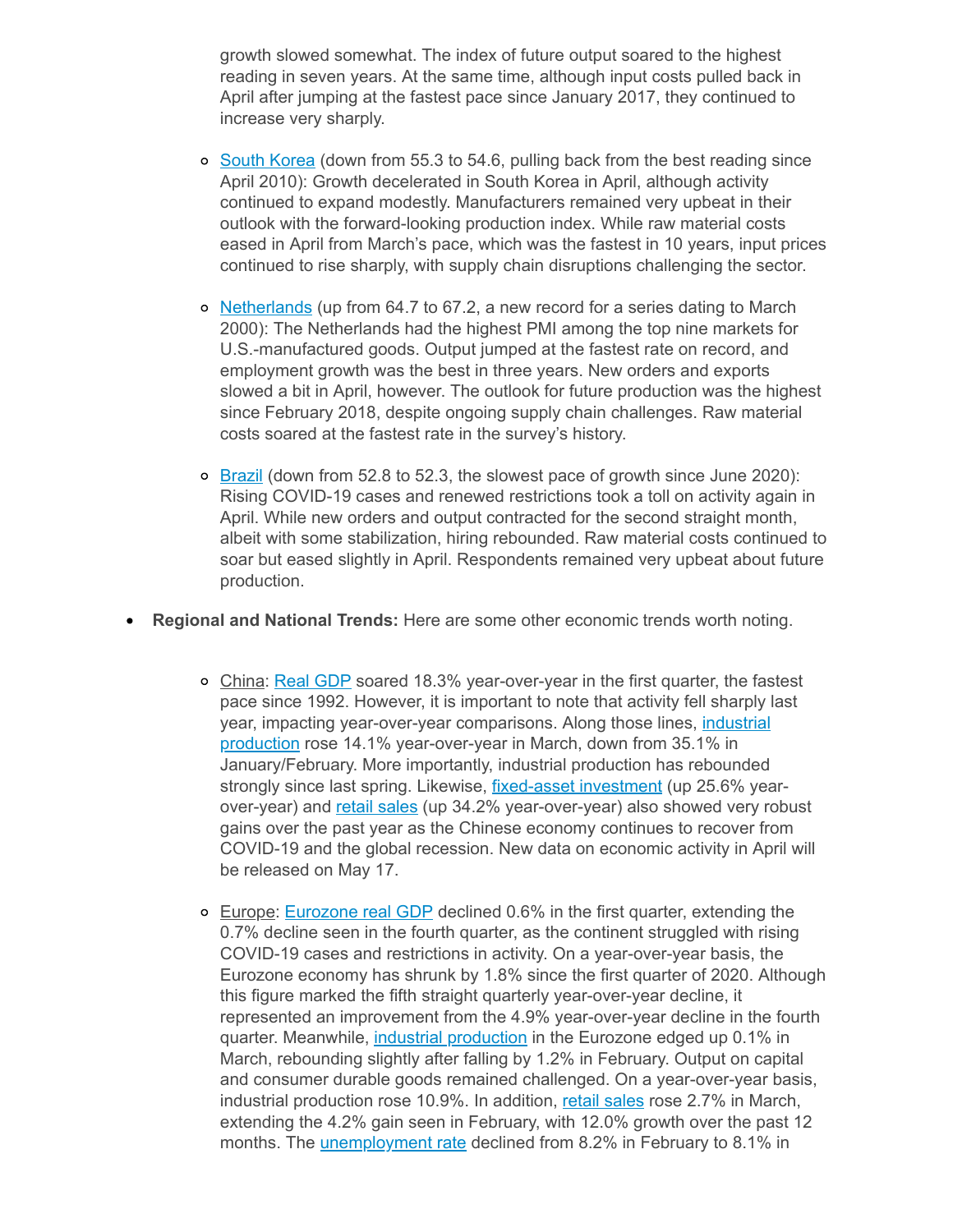growth slowed somewhat. The index of future output soared to the highest reading in seven years. At the same time, although input costs pulled back in April after jumping at the fastest pace since January 2017, they continued to increase very sharply.

- South Korea (down from 55.3 to 54.6, pulling back from the best reading since April 2010): Growth decelerated in South Korea in April, although activity continued to expand modestly. Manufacturers remained very upbeat in their outlook with the forward-looking production index. While raw material costs eased in April from March's pace, which was the fastest in 10 years, input prices continued to rise sharply, with supply chain disruptions challenging the sector.

- Netherlands (up from 64.7 to 67.2, a new record for a series dating to March 2000): The Netherlands had the highest PMI among the top nine markets for U.S.-manufactured goods. Output jumped at the fastest rate on record, and employment growth was the best in three years. New orders and exports slowed a bit in April, however. The outlook for future production was the highest since February 2018, despite ongoing supply chain challenges. Raw material costs soared at the fastest rate in the survey's history.

- Brazil (down from 52.8 to 52.3, the slowest pace of growth since June 2020): Rising COVID-19 cases and renewed restrictions took a toll on activity again in April. While new orders and output contracted for the second straight month, albeit with some stabilization, hiring rebounded. Raw material costs continued to soar but eased slightly in April. Respondents remained very upbeat about future production.

- **Regional and National Trends:** Here are some other economic trends worth noting.

  - China: Real GDP soared 18.3% year-over-year in the first quarter, the fastest pace since 1992. However, it is important to note that activity fell sharply last year, impacting year-over-year comparisons. Along those lines, industrial production rose 14.1% year-over-year in March, down from 35.1% in January/February. More importantly, industrial production has rebounded strongly since last spring. Likewise, fixed-asset investment (up 25.6% year-over-year) and retail sales (up 34.2% year-over-year) also showed very robust gains over the past year as the Chinese economy continues to recover from COVID-19 and the global recession. New data on economic activity in April will be released on May 17.

  - Europe: Eurozone real GDP declined 0.6% in the first quarter, extending the 0.7% decline seen in the fourth quarter, as the continent struggled with rising COVID-19 cases and restrictions in activity. On a year-over-year basis, the Eurozone economy has shrunk by 1.8% since the first quarter of 2020. Although this figure marked the fifth straight quarterly year-over-year decline, it represented an improvement from the 4.9% year-over-year decline in the fourth quarter. Meanwhile, industrial production in the Eurozone edged up 0.1% in March, rebounding slightly after falling by 1.2% in February. Output on capital and consumer durable goods remained challenged. On a year-over-year basis, industrial production rose 10.9%. In addition, retail sales rose 2.7% in March, extending the 4.2% gain seen in February, with 12.0% growth over the past 12 months. The unemployment rate declined from 8.2% in February to 8.1% in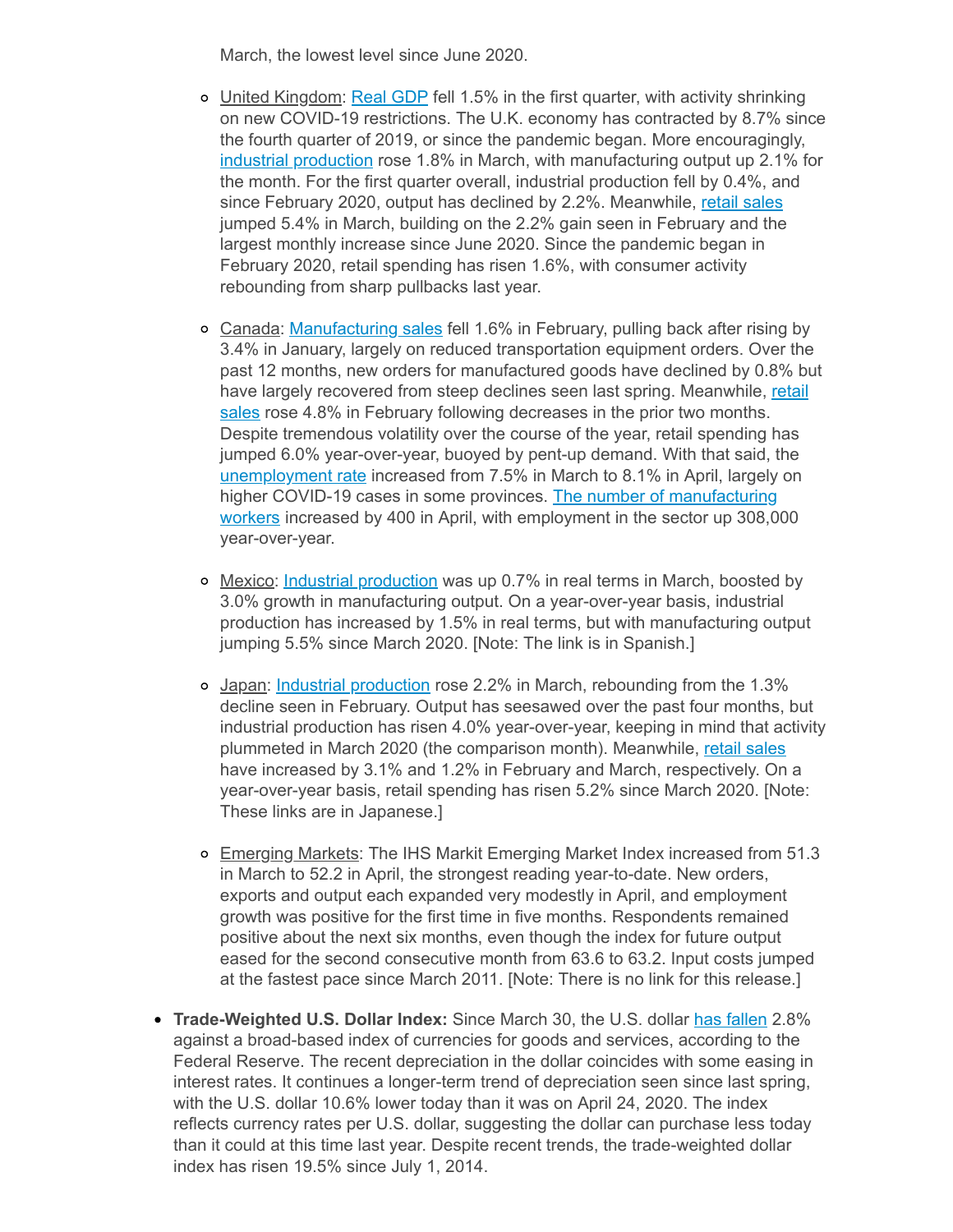March, the lowest level since June 2020.

    - United Kingdom: Real GDP fell 1.5% in the first quarter, with activity shrinking on new COVID-19 restrictions. The U.K. economy has contracted by 8.7% since the fourth quarter of 2019, or since the pandemic began. More encouragingly, industrial production rose 1.8% in March, with manufacturing output up 2.1% for the month. For the first quarter overall, industrial production fell by 0.4%, and since February 2020, output has declined by 2.2%. Meanwhile, retail sales jumped 5.4% in March, building on the 2.2% gain seen in February and the largest monthly increase since June 2020. Since the pandemic began in February 2020, retail spending has risen 1.6%, with consumer activity rebounding from sharp pullbacks last year.

    - Canada: Manufacturing sales fell 1.6% in February, pulling back after rising by 3.4% in January, largely on reduced transportation equipment orders. Over the past 12 months, new orders for manufactured goods have declined by 0.8% but have largely recovered from steep declines seen last spring. Meanwhile, retail sales rose 4.8% in February following decreases in the prior two months. Despite tremendous volatility over the course of the year, retail spending has jumped 6.0% year-over-year, buoyed by pent-up demand. With that said, the unemployment rate increased from 7.5% in March to 8.1% in April, largely on higher COVID-19 cases in some provinces. The number of manufacturing workers increased by 400 in April, with employment in the sector up 308,000 year-over-year.

    - Mexico: Industrial production was up 0.7% in real terms in March, boosted by 3.0% growth in manufacturing output. On a year-over-year basis, industrial production has increased by 1.5% in real terms, but with manufacturing output jumping 5.5% since March 2020. [Note: The link is in Spanish.]

    - Japan: Industrial production rose 2.2% in March, rebounding from the 1.3% decline seen in February. Output has seesawed over the past four months, but industrial production has risen 4.0% year-over-year, keeping in mind that activity plummeted in March 2020 (the comparison month). Meanwhile, retail sales have increased by 3.1% and 1.2% in February and March, respectively. On a year-over-year basis, retail spending has risen 5.2% since March 2020. [Note: These links are in Japanese.]

    - Emerging Markets: The IHS Markit Emerging Market Index increased from 51.3 in March to 52.2 in April, the strongest reading year-to-date. New orders, exports and output each expanded very modestly in April, and employment growth was positive for the first time in five months. Respondents remained positive about the next six months, even though the index for future output eased for the second consecutive month from 63.6 to 63.2. Input costs jumped at the fastest pace since March 2011. [Note: There is no link for this release.]

- **Trade-Weighted U.S. Dollar Index:** Since March 30, the U.S. dollar has fallen 2.8% against a broad-based index of currencies for goods and services, according to the Federal Reserve. The recent depreciation in the dollar coincides with some easing in interest rates. It continues a longer-term trend of depreciation seen since last spring, with the U.S. dollar 10.6% lower today than it was on April 24, 2020. The index reflects currency rates per U.S. dollar, suggesting the dollar can purchase less today than it could at this time last year. Despite recent trends, the trade-weighted dollar index has risen 19.5% since July 1, 2014.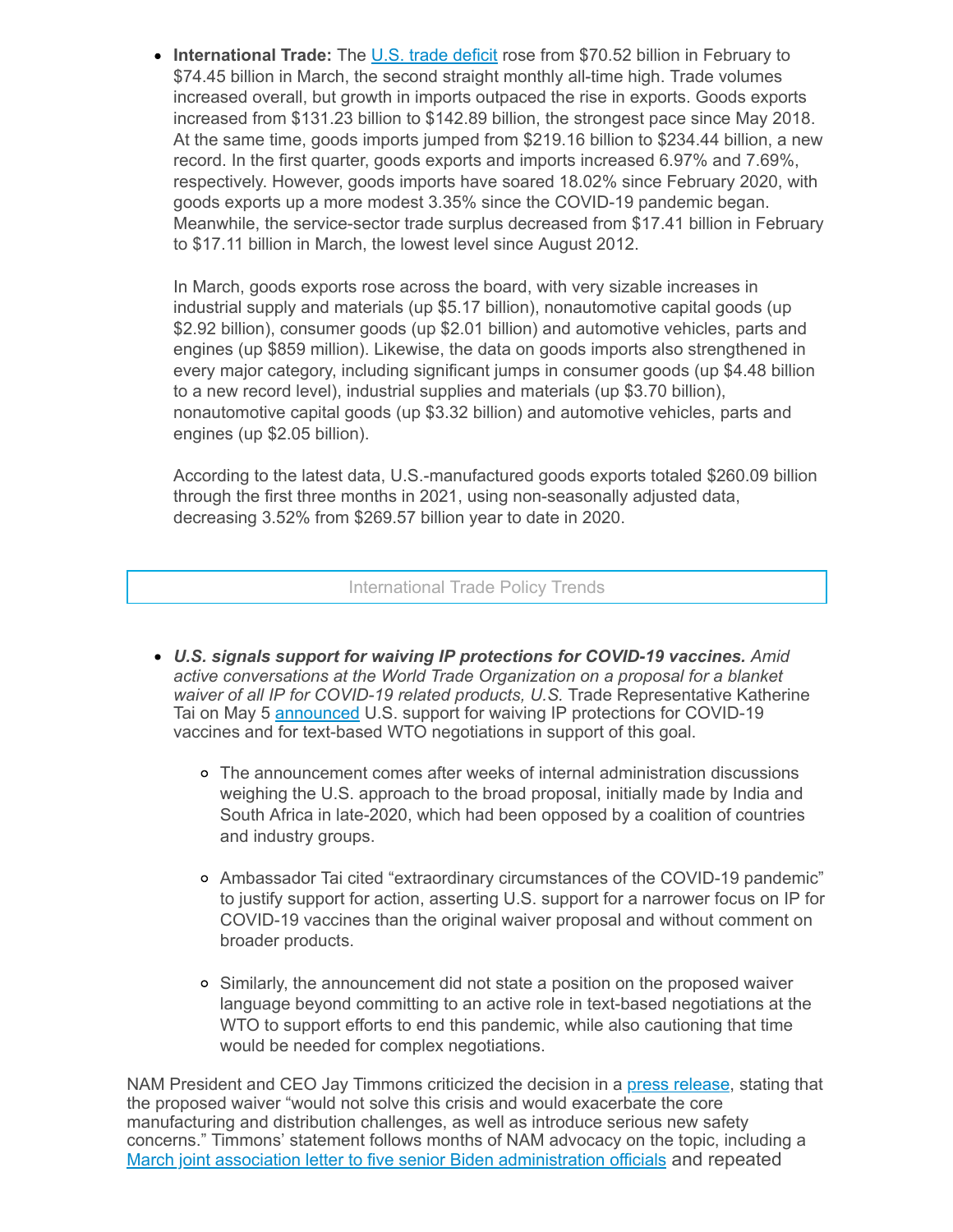- **International Trade:** The U.S. trade deficit rose from $70.52 billion in February to $74.45 billion in March, the second straight monthly all-time high. Trade volumes increased overall, but growth in imports outpaced the rise in exports. Goods exports increased from $131.23 billion to $142.89 billion, the strongest pace since May 2018. At the same time, goods imports jumped from $219.16 billion to $234.44 billion, a new record. In the first quarter, goods exports and imports increased 6.97% and 7.69%, respectively. However, goods imports have soared 18.02% since February 2020, with goods exports up a more modest 3.35% since the COVID-19 pandemic began. Meanwhile, the service-sector trade surplus decreased from $17.41 billion in February to $17.11 billion in March, the lowest level since August 2012.

  In March, goods exports rose across the board, with very sizable increases in industrial supply and materials (up $5.17 billion), nonautomotive capital goods (up $2.92 billion), consumer goods (up $2.01 billion) and automotive vehicles, parts and engines (up $859 million). Likewise, the data on goods imports also strengthened in every major category, including significant jumps in consumer goods (up $4.48 billion to a new record level), industrial supplies and materials (up $3.70 billion), nonautomotive capital goods (up $3.32 billion) and automotive vehicles, parts and engines (up $2.05 billion).

  According to the latest data, U.S.-manufactured goods exports totaled $260.09 billion through the first three months in 2021, using non-seasonally adjusted data, decreasing 3.52% from $269.57 billion year to date in 2020.

## International Trade Policy Trends

- ***U.S. signals support for waiving IP protections for COVID-19 vaccines.*** *Amid active conversations at the World Trade Organization on a proposal for a blanket waiver of all IP for COVID-19 related products, U.S.* Trade Representative Katherine Tai on May 5 announced U.S. support for waiving IP protections for COVID-19 vaccines and for text-based WTO negotiations in support of this goal.
  - The announcement comes after weeks of internal administration discussions weighing the U.S. approach to the broad proposal, initially made by India and South Africa in late-2020, which had been opposed by a coalition of countries and industry groups.
  - Ambassador Tai cited "extraordinary circumstances of the COVID-19 pandemic" to justify support for action, asserting U.S. support for a narrower focus on IP for COVID-19 vaccines than the original waiver proposal and without comment on broader products.
  - Similarly, the announcement did not state a position on the proposed waiver language beyond committing to an active role in text-based negotiations at the WTO to support efforts to end this pandemic, while also cautioning that time would be needed for complex negotiations.

NAM President and CEO Jay Timmons criticized the decision in a press release, stating that the proposed waiver "would not solve this crisis and would exacerbate the core manufacturing and distribution challenges, as well as introduce serious new safety concerns." Timmons' statement follows months of NAM advocacy on the topic, including a March joint association letter to five senior Biden administration officials and repeated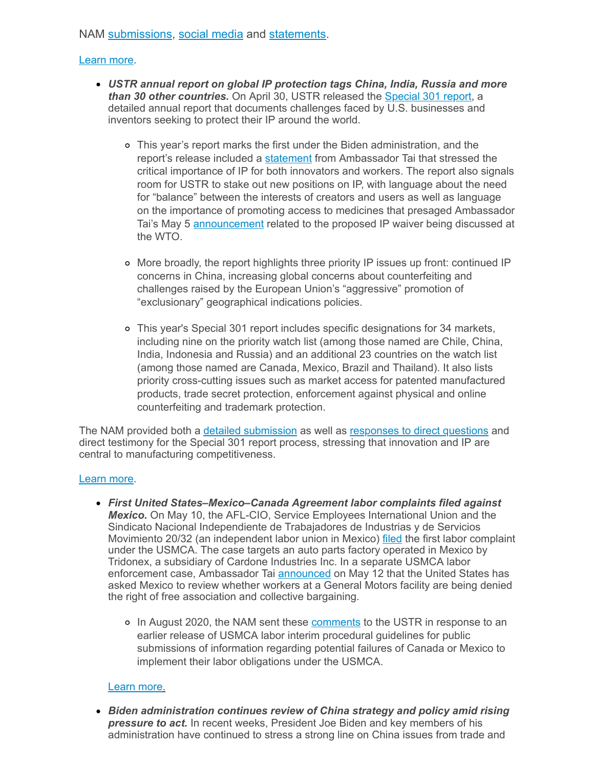NAM submissions, social media and statements.

Learn more.

- ***USTR annual report on global IP protection tags China, India, Russia and more than 30 other countries.*** On April 30, USTR released the Special 301 report, a detailed annual report that documents challenges faced by U.S. businesses and inventors seeking to protect their IP around the world.
    - This year's report marks the first under the Biden administration, and the report's release included a statement from Ambassador Tai that stressed the critical importance of IP for both innovators and workers. The report also signals room for USTR to stake out new positions on IP, with language about the need for "balance" between the interests of creators and users as well as language on the importance of promoting access to medicines that presaged Ambassador Tai's May 5 announcement related to the proposed IP waiver being discussed at the WTO.
    - More broadly, the report highlights three priority IP issues up front: continued IP concerns in China, increasing global concerns about counterfeiting and challenges raised by the European Union's "aggressive" promotion of "exclusionary" geographical indications policies.
    - This year's Special 301 report includes specific designations for 34 markets, including nine on the priority watch list (among those named are Chile, China, India, Indonesia and Russia) and an additional 23 countries on the watch list (among those named are Canada, Mexico, Brazil and Thailand). It also lists priority cross-cutting issues such as market access for patented manufactured products, trade secret protection, enforcement against physical and online counterfeiting and trademark protection.

The NAM provided both a detailed submission as well as responses to direct questions and direct testimony for the Special 301 report process, stressing that innovation and IP are central to manufacturing competitiveness.

Learn more.

- ***First United States–Mexico–Canada Agreement labor complaints filed against Mexico.*** On May 10, the AFL-CIO, Service Employees International Union and the Sindicato Nacional Independiente de Trabajadores de Industrias y de Servicios Movimiento 20/32 (an independent labor union in Mexico) filed the first labor complaint under the USMCA. The case targets an auto parts factory operated in Mexico by Tridonex, a subsidiary of Cardone Industries Inc. In a separate USMCA labor enforcement case, Ambassador Tai announced on May 12 that the United States has asked Mexico to review whether workers at a General Motors facility are being denied the right of free association and collective bargaining.
    - In August 2020, the NAM sent these comments to the USTR in response to an earlier release of USMCA labor interim procedural guidelines for public submissions of information regarding potential failures of Canada or Mexico to implement their labor obligations under the USMCA.

    Learn more.

- ***Biden administration continues review of China strategy and policy amid rising pressure to act.*** In recent weeks, President Joe Biden and key members of his administration have continued to stress a strong line on China issues from trade and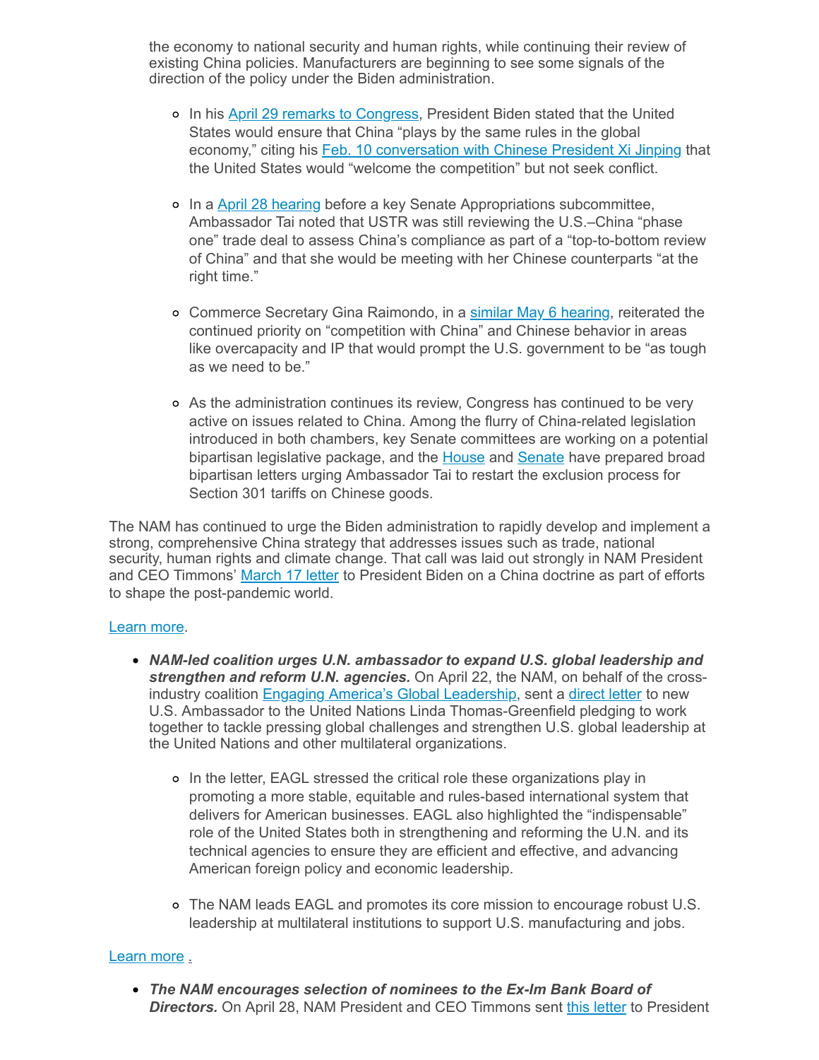the economy to national security and human rights, while continuing their review of existing China policies. Manufacturers are beginning to see some signals of the direction of the policy under the Biden administration.

  - In his April 29 remarks to Congress, President Biden stated that the United States would ensure that China "plays by the same rules in the global economy," citing his Feb. 10 conversation with Chinese President Xi Jinping that the United States would "welcome the competition" but not seek conflict.
  - In a April 28 hearing before a key Senate Appropriations subcommittee, Ambassador Tai noted that USTR was still reviewing the U.S.–China "phase one" trade deal to assess China's compliance as part of a "top-to-bottom review of China" and that she would be meeting with her Chinese counterparts "at the right time."
  - Commerce Secretary Gina Raimondo, in a similar May 6 hearing, reiterated the continued priority on "competition with China" and Chinese behavior in areas like overcapacity and IP that would prompt the U.S. government to be "as tough as we need to be."
  - As the administration continues its review, Congress has continued to be very active on issues related to China. Among the flurry of China-related legislation introduced in both chambers, key Senate committees are working on a potential bipartisan legislative package, and the House and Senate have prepared broad bipartisan letters urging Ambassador Tai to restart the exclusion process for Section 301 tariffs on Chinese goods.

The NAM has continued to urge the Biden administration to rapidly develop and implement a strong, comprehensive China strategy that addresses issues such as trade, national security, human rights and climate change. That call was laid out strongly in NAM President and CEO Timmons' March 17 letter to President Biden on a China doctrine as part of efforts to shape the post-pandemic world.

Learn more.

- ***NAM-led coalition urges U.N. ambassador to expand U.S. global leadership and strengthen and reform U.N. agencies.*** On April 22, the NAM, on behalf of the cross-industry coalition Engaging America's Global Leadership, sent a direct letter to new U.S. Ambassador to the United Nations Linda Thomas-Greenfield pledging to work together to tackle pressing global challenges and strengthen U.S. global leadership at the United Nations and other multilateral organizations.
  - In the letter, EAGL stressed the critical role these organizations play in promoting a more stable, equitable and rules-based international system that delivers for American businesses. EAGL also highlighted the "indispensable" role of the United States both in strengthening and reforming the U.N. and its technical agencies to ensure they are efficient and effective, and advancing American foreign policy and economic leadership.
  - The NAM leads EAGL and promotes its core mission to encourage robust U.S. leadership at multilateral institutions to support U.S. manufacturing and jobs.

Learn more .

- ***The NAM encourages selection of nominees to the Ex-Im Bank Board of Directors.*** On April 28, NAM President and CEO Timmons sent this letter to President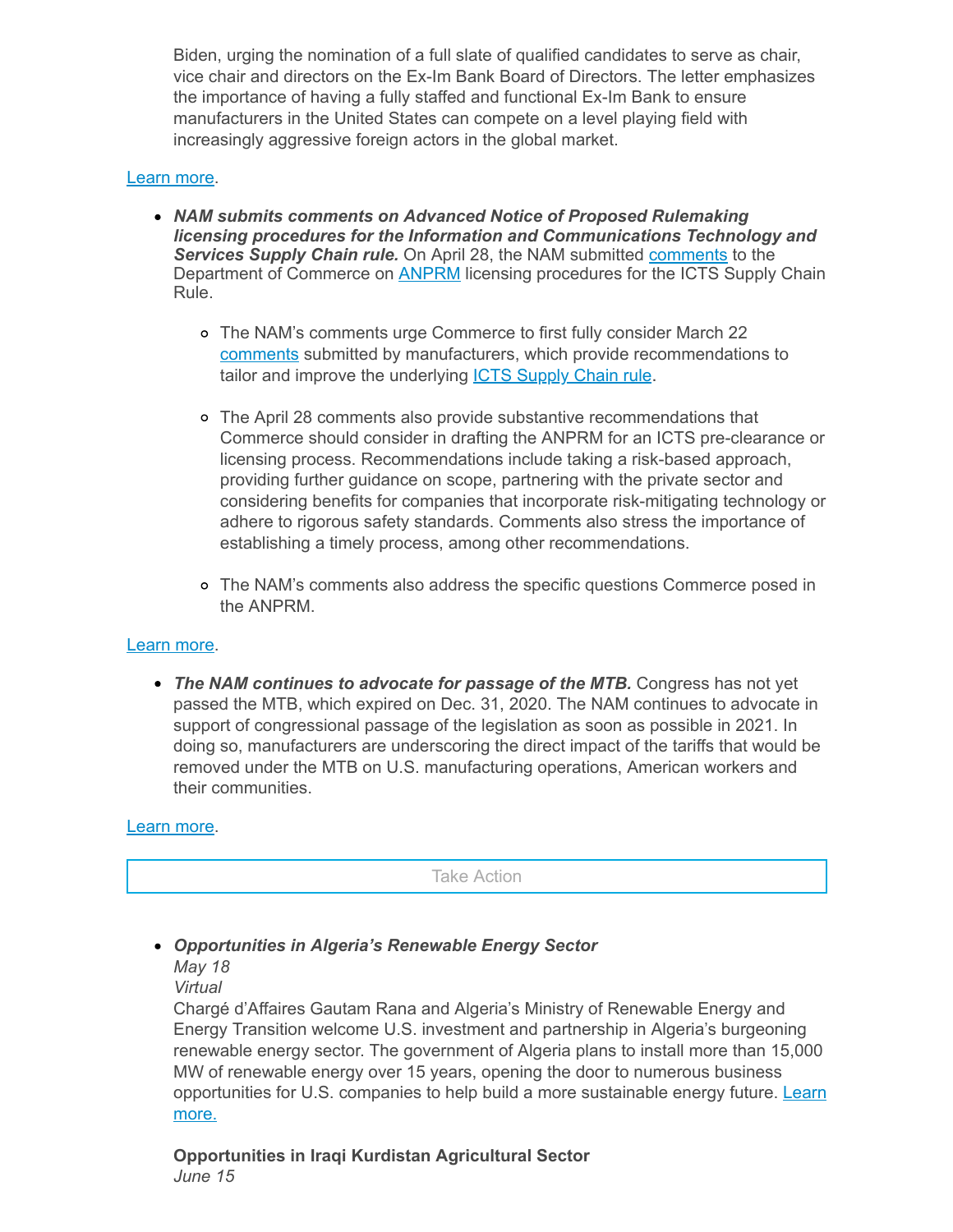Biden, urging the nomination of a full slate of qualified candidates to serve as chair, vice chair and directors on the Ex-Im Bank Board of Directors. The letter emphasizes the importance of having a fully staffed and functional Ex-Im Bank to ensure manufacturers in the United States can compete on a level playing field with increasingly aggressive foreign actors in the global market.

Learn more.

- ***NAM submits comments on Advanced Notice of Proposed Rulemaking licensing procedures for the Information and Communications Technology and Services Supply Chain rule.*** On April 28, the NAM submitted comments to the Department of Commerce on ANPRM licensing procedures for the ICTS Supply Chain Rule.
    - The NAM's comments urge Commerce to first fully consider March 22 comments submitted by manufacturers, which provide recommendations to tailor and improve the underlying ICTS Supply Chain rule.
    - The April 28 comments also provide substantive recommendations that Commerce should consider in drafting the ANPRM for an ICTS pre-clearance or licensing process. Recommendations include taking a risk-based approach, providing further guidance on scope, partnering with the private sector and considering benefits for companies that incorporate risk-mitigating technology or adhere to rigorous safety standards. Comments also stress the importance of establishing a timely process, among other recommendations.
    - The NAM's comments also address the specific questions Commerce posed in the ANPRM.

Learn more.

- ***The NAM continues to advocate for passage of the MTB.*** Congress has not yet passed the MTB, which expired on Dec. 31, 2020. The NAM continues to advocate in support of congressional passage of the legislation as soon as possible in 2021. In doing so, manufacturers are underscoring the direct impact of the tariffs that would be removed under the MTB on U.S. manufacturing operations, American workers and their communities.

Learn more.

Take Action

- ***Opportunities in Algeria's Renewable Energy Sector***  
  *May 18*  
  *Virtual*  
  Chargé d'Affaires Gautam Rana and Algeria's Ministry of Renewable Energy and Energy Transition welcome U.S. investment and partnership in Algeria's burgeoning renewable energy sector. The government of Algeria plans to install more than 15,000 MW of renewable energy over 15 years, opening the door to numerous business opportunities for U.S. companies to help build a more sustainable energy future. Learn more.

  **Opportunities in Iraqi Kurdistan Agricultural Sector**  
  *June 15*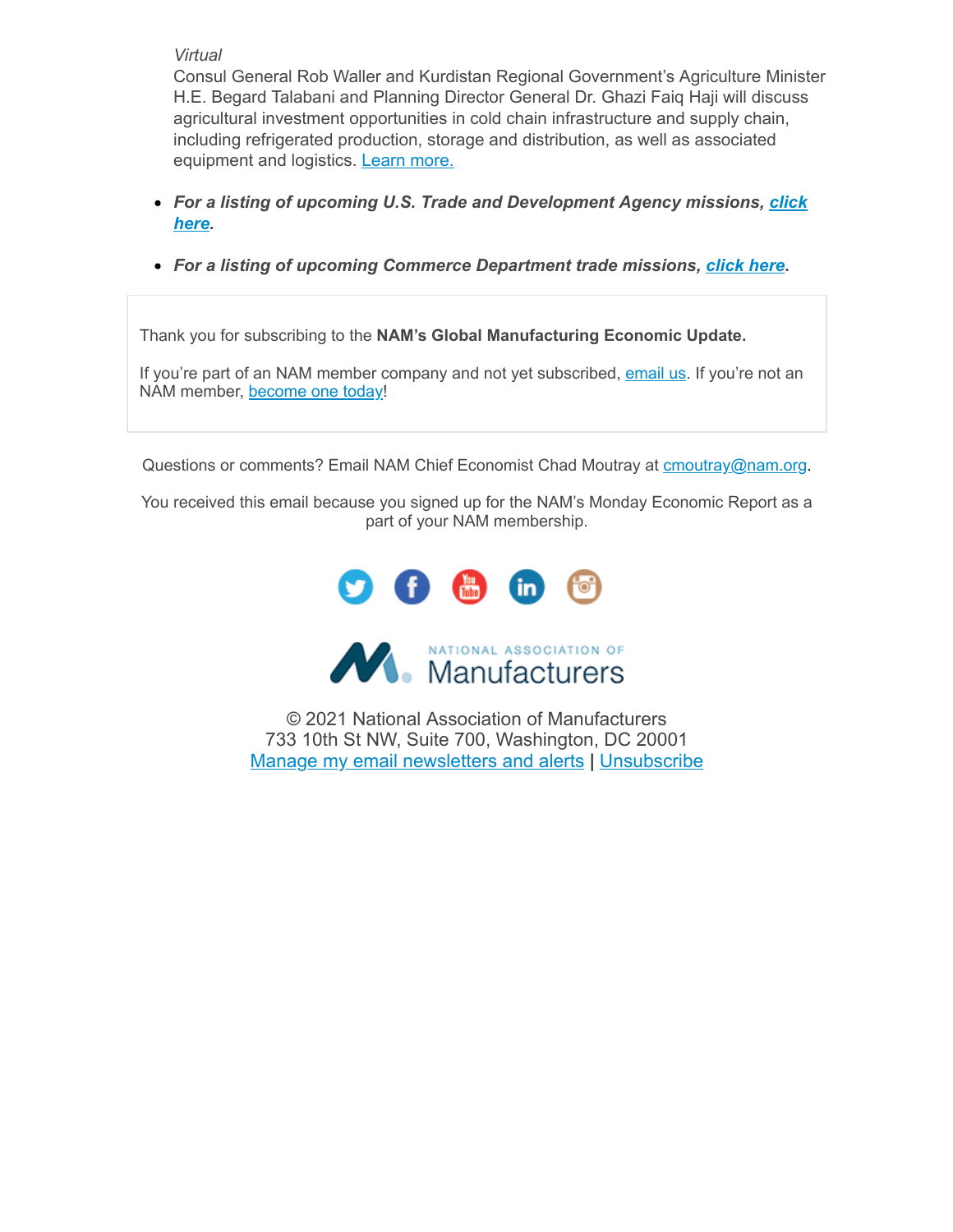*Virtual*
Consul General Rob Waller and Kurdistan Regional Government's Agriculture Minister H.E. Begard Talabani and Planning Director General Dr. Ghazi Faiq Haji will discuss agricultural investment opportunities in cold chain infrastructure and supply chain, including refrigerated production, storage and distribution, as well as associated equipment and logistics. Learn more.

- ***For a listing of upcoming U.S. Trade and Development Agency missions, click here.***
- ***For a listing of upcoming Commerce Department trade missions, click here.***

Thank you for subscribing to the **NAM's Global Manufacturing Economic Update.**

If you're part of an NAM member company and not yet subscribed, email us. If you're not an NAM member, become one today!

Questions or comments? Email NAM Chief Economist Chad Moutray at cmoutray@nam.org.

You received this email because you signed up for the NAM's Monday Economic Report as a part of your NAM membership.

NATIONAL ASSOCIATION OF Manufacturers

© 2021 National Association of Manufacturers
733 10th St NW, Suite 700, Washington, DC 20001
Manage my email newsletters and alerts | Unsubscribe